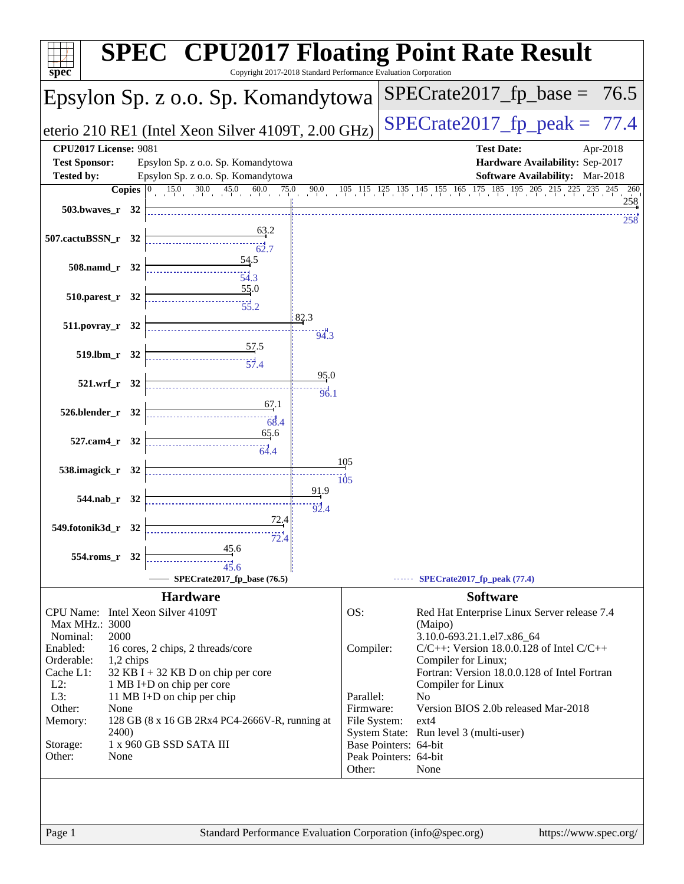# SPEC CPU2017 Floating Point Rate Result

Copyright 2017-2018 Standard Performance Evaluation Corporation

## Epsylon Sp. z o.o. Sp. Komandytowa

eterio 210 RE1 (Intel Xeon Silver 4109T, 2.00 GHz)

SPECrate2017_fp_base = 76.5

SPECrate2017_fp_peak = 77.4

**CPU2017 License:** 9081
**Test Sponsor:** Epsylon Sp. z o.o. Sp. Komandytowa
**Tested by:** Epsylon Sp. z o.o. Sp. Komandytowa

**Test Date:** Apr-2018
**Hardware Availability:** Sep-2017
**Software Availability:** Mar-2018

| Benchmark | Copies | Base | Peak |
|---|---|---|---|
| 503.bwaves_r | 32 | 258 | 258 |
| 507.cactuBSSN_r | 32 | 63.2 | 62.7 |
| 508.namd_r | 32 | 54.5 | 54.3 |
| 510.parest_r | 32 | 55.0 | 55.2 |
| 511.povray_r | 32 | 82.3 | 94.3 |
| 519.lbm_r | 32 | 57.5 | 57.4 |
| 521.wrf_r | 32 | 95.0 | 96.1 |
| 526.blender_r | 32 | 67.1 | 68.4 |
| 527.cam4_r | 32 | 65.6 | 64.4 |
| 538.imagick_r | 32 | 105 | 105 |
| 544.nab_r | 32 | 91.9 | 92.4 |
| 549.fotonik3d_r | 32 | 72.4 | 72.4 |
| 554.roms_r | 32 | 45.6 | 45.6 |

SPECrate2017_fp_base (76.5) ------ SPECrate2017_fp_peak (77.4)

## Hardware

| | |
|---|---|
| CPU Name: | Intel Xeon Silver 4109T |
| Max MHz.: | 3000 |
| Nominal: | 2000 |
| Enabled: | 16 cores, 2 chips, 2 threads/core |
| Orderable: | 1,2 chips |
| Cache L1: | 32 KB I + 32 KB D on chip per core |
| L2: | 1 MB I+D on chip per core |
| L3: | 11 MB I+D on chip per chip |
| Other: | None |
| Memory: | 128 GB (8 x 16 GB 2Rx4 PC4-2666V-R, running at 2400) |
| Storage: | 1 x 960 GB SSD SATA III |
| Other: | None |

## Software

| | |
|---|---|
| OS: | Red Hat Enterprise Linux Server release 7.4 (Maipo) 3.10.0-693.21.1.el7.x86_64 |
| Compiler: | C/C++: Version 18.0.0.128 of Intel C/C++ Compiler for Linux; Fortran: Version 18.0.0.128 of Intel Fortran Compiler for Linux |
| Parallel: | No |
| Firmware: | Version BIOS 2.0b released Mar-2018 |
| File System: | ext4 |
| System State: | Run level 3 (multi-user) |
| Base Pointers: | 64-bit |
| Peak Pointers: | 64-bit |
| Other: | None |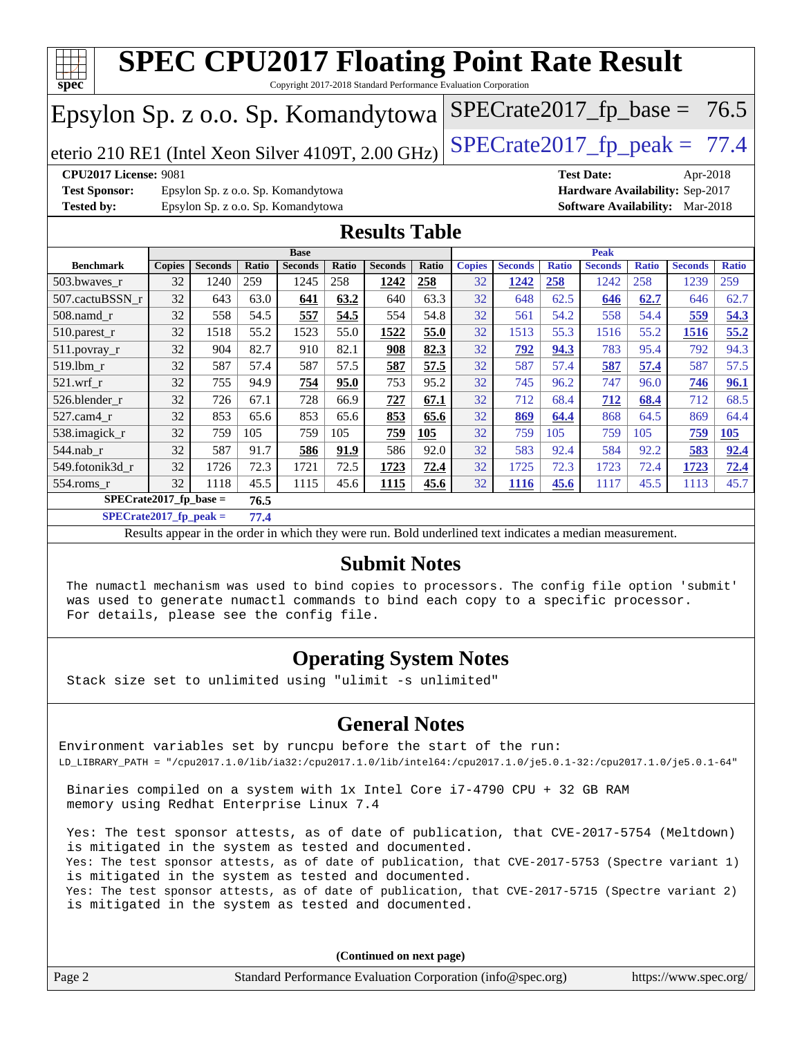# SPEC CPU2017 Floating Point Rate Result

Copyright 2017-2018 Standard Performance Evaluation Corporation

## Epsylon Sp. z o.o. Sp. Komandytowa

eterio 210 RE1 (Intel Xeon Silver 4109T, 2.00 GHz)

SPECrate2017_fp_base = 76.5

SPECrate2017_fp_peak = 77.4

**CPU2017 License:** 9081
**Test Sponsor:** Epsylon Sp. z o.o. Sp. Komandytowa
**Tested by:** Epsylon Sp. z o.o. Sp. Komandytowa

**Test Date:** Apr-2018
**Hardware Availability:** Sep-2017
**Software Availability:** Mar-2018

## Results Table

| Benchmark | Base | | | | | | | Peak | | | | | | |
|---|---|---|---|---|---|---|---|---|---|---|---|---|---|---|
| | Copies | Seconds | Ratio | Seconds | Ratio | Seconds | Ratio | Copies | Seconds | Ratio | Seconds | Ratio | Seconds | Ratio |
| 503.bwaves_r | 32 | 1240 | 259 | 1245 | 258 | **1242** | **258** | 32 | **1242** | **258** | 1242 | 258 | 1239 | 259 |
| 507.cactuBSSN_r | 32 | 643 | 63.0 | **641** | **63.2** | 640 | 63.3 | 32 | 648 | 62.5 | **646** | **62.7** | 646 | 62.7 |
| 508.namd_r | 32 | 558 | 54.5 | **557** | **54.5** | 554 | 54.8 | 32 | 561 | 54.2 | 558 | 54.4 | **559** | **54.3** |
| 510.parest_r | 32 | 1518 | 55.2 | 1523 | 55.0 | **1522** | **55.0** | 32 | 1513 | 55.3 | 1516 | 55.2 | **1516** | **55.2** |
| 511.povray_r | 32 | 904 | 82.7 | 910 | 82.1 | **908** | **82.3** | 32 | **792** | **94.3** | 783 | 95.4 | 792 | 94.3 |
| 519.lbm_r | 32 | 587 | 57.4 | 587 | 57.5 | **587** | **57.5** | 32 | 587 | 57.4 | **587** | **57.4** | 587 | 57.5 |
| 521.wrf_r | 32 | 755 | 94.9 | **754** | **95.0** | 753 | 95.2 | 32 | 745 | 96.2 | 747 | 96.0 | **746** | **96.1** |
| 526.blender_r | 32 | 726 | 67.1 | 728 | 66.9 | **727** | **67.1** | 32 | 712 | 68.4 | **712** | **68.4** | 712 | 68.5 |
| 527.cam4_r | 32 | 853 | 65.6 | 853 | 65.6 | **853** | **65.6** | 32 | **869** | **64.4** | 868 | 64.5 | 869 | 64.4 |
| 538.imagick_r | 32 | 759 | 105 | 759 | 105 | **759** | **105** | 32 | 759 | 105 | 759 | 105 | **759** | **105** |
| 544.nab_r | 32 | 587 | 91.7 | **586** | **91.9** | 586 | 92.0 | 32 | 583 | 92.4 | 584 | 92.2 | **583** | **92.4** |
| 549.fotonik3d_r | 32 | 1726 | 72.3 | 1721 | 72.5 | **1723** | **72.4** | 32 | 1725 | 72.3 | 1723 | 72.4 | **1723** | **72.4** |
| 554.roms_r | 32 | 1118 | 45.5 | 1115 | 45.6 | **1115** | **45.6** | 32 | **1116** | **45.6** | 1117 | 45.5 | 1113 | 45.7 |

**SPECrate2017_fp_base = 76.5**

**SPECrate2017_fp_peak = 77.4**

Results appear in the order in which they were run. Bold underlined text indicates a median measurement.

## Submit Notes

The numactl mechanism was used to bind copies to processors. The config file option 'submit' was used to generate numactl commands to bind each copy to a specific processor. For details, please see the config file.

## Operating System Notes

Stack size set to unlimited using "ulimit -s unlimited"

## General Notes

Environment variables set by runcpu before the start of the run:
LD_LIBRARY_PATH = "/cpu2017.1.0/lib/ia32:/cpu2017.1.0/lib/intel64:/cpu2017.1.0/je5.0.1-32:/cpu2017.1.0/je5.0.1-64"

Binaries compiled on a system with 1x Intel Core i7-4790 CPU + 32 GB RAM memory using Redhat Enterprise Linux 7.4

Yes: The test sponsor attests, as of date of publication, that CVE-2017-5754 (Meltdown) is mitigated in the system as tested and documented.
Yes: The test sponsor attests, as of date of publication, that CVE-2017-5753 (Spectre variant 1) is mitigated in the system as tested and documented.
Yes: The test sponsor attests, as of date of publication, that CVE-2017-5715 (Spectre variant 2) is mitigated in the system as tested and documented.

(Continued on next page)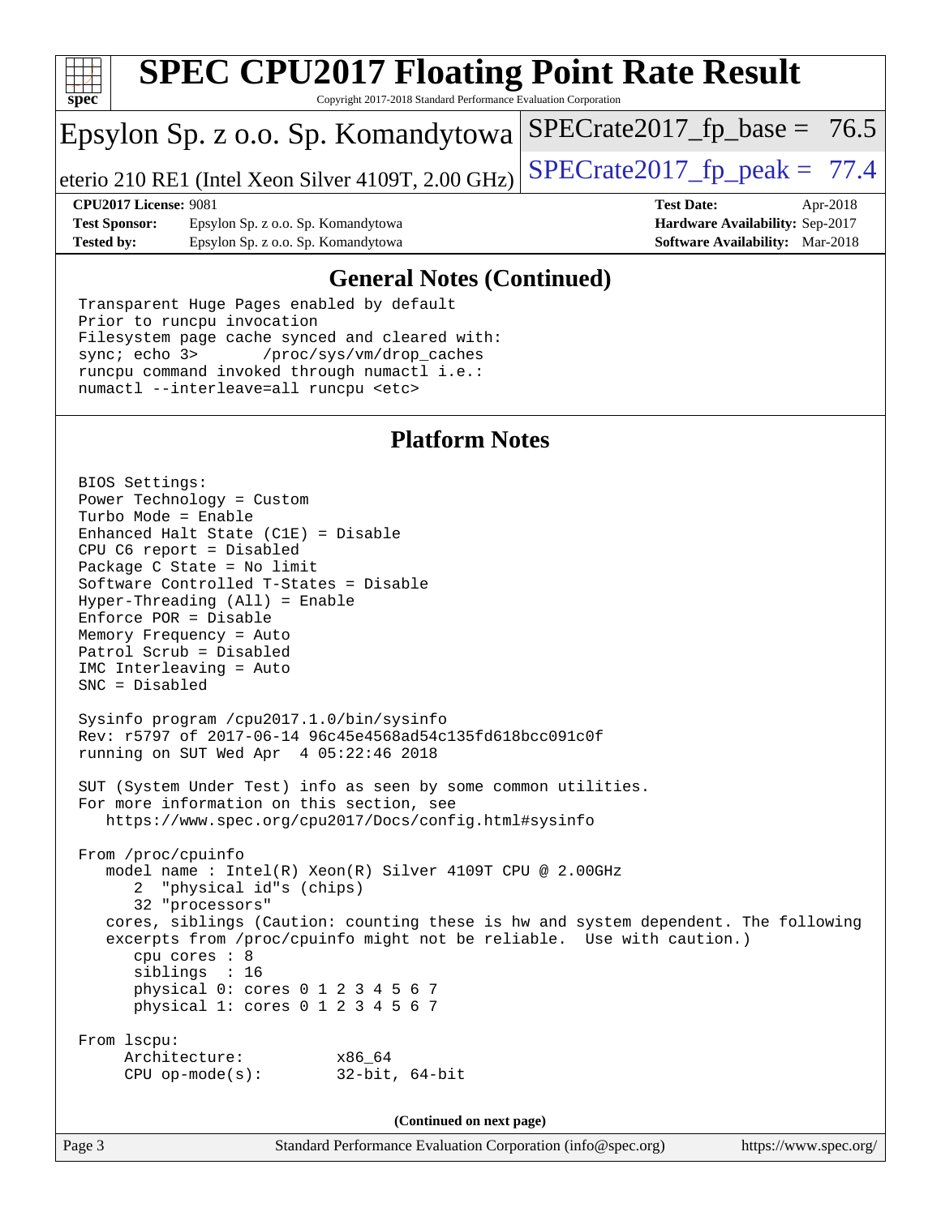# SPEC CPU2017 Floating Point Rate Result

Copyright 2017-2018 Standard Performance Evaluation Corporation

Epsylon Sp. z o.o. Sp. Komandytowa

eterio 210 RE1 (Intel Xeon Silver 4109T, 2.00 GHz)

SPECrate2017_fp_base = 76.5

SPECrate2017_fp_peak = 77.4

**CPU2017 License:** 9081
**Test Sponsor:** Epsylon Sp. z o.o. Sp. Komandytowa
**Tested by:** Epsylon Sp. z o.o. Sp. Komandytowa

**Test Date:** Apr-2018
**Hardware Availability:** Sep-2017
**Software Availability:** Mar-2018

## General Notes (Continued)

```
Transparent Huge Pages enabled by default
Prior to runcpu invocation
Filesystem page cache synced and cleared with:
sync; echo 3>       /proc/sys/vm/drop_caches
runcpu command invoked through numactl i.e.:
numactl --interleave=all runcpu <etc>
```

## Platform Notes

```
BIOS Settings:
Power Technology = Custom
Turbo Mode = Enable
Enhanced Halt State (C1E) = Disable
CPU C6 report = Disabled
Package C State = No limit
Software Controlled T-States = Disable
Hyper-Threading (All) = Enable
Enforce POR = Disable
Memory Frequency = Auto
Patrol Scrub = Disabled
IMC Interleaving = Auto
SNC = Disabled

Sysinfo program /cpu2017.1.0/bin/sysinfo
Rev: r5797 of 2017-06-14 96c45e4568ad54c135fd618bcc091c0f
running on SUT Wed Apr  4 05:22:46 2018

SUT (System Under Test) info as seen by some common utilities.
For more information on this section, see
   https://www.spec.org/cpu2017/Docs/config.html#sysinfo

From /proc/cpuinfo
   model name : Intel(R) Xeon(R) Silver 4109T CPU @ 2.00GHz
      2  "physical id"s (chips)
      32 "processors"
   cores, siblings (Caution: counting these is hw and system dependent. The following
   excerpts from /proc/cpuinfo might not be reliable.  Use with caution.)
      cpu cores : 8
      siblings  : 16
      physical 0: cores 0 1 2 3 4 5 6 7
      physical 1: cores 0 1 2 3 4 5 6 7

From lscpu:
     Architecture:          x86_64
     CPU op-mode(s):        32-bit, 64-bit
```

(Continued on next page)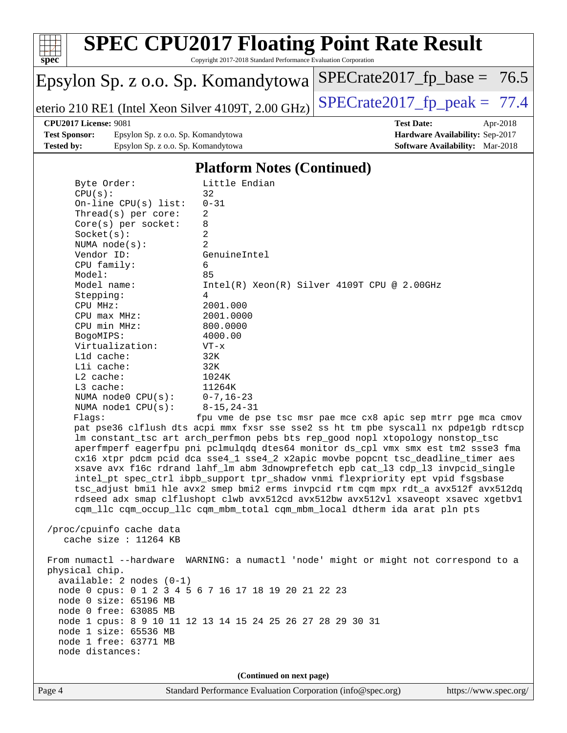## Platform Notes (Continued)

```
Byte Order:            Little Endian
CPU(s):                32
On-line CPU(s) list:   0-31
Thread(s) per core:    2
Core(s) per socket:    8
Socket(s):             2
NUMA node(s):          2
Vendor ID:             GenuineIntel
CPU family:            6
Model:                 85
Model name:            Intel(R) Xeon(R) Silver 4109T CPU @ 2.00GHz
Stepping:              4
CPU MHz:               2001.000
CPU max MHz:           2001.0000
CPU min MHz:           800.0000
BogoMIPS:              4000.00
Virtualization:        VT-x
L1d cache:             32K
L1i cache:             32K
L2 cache:              1024K
L3 cache:              11264K
NUMA node0 CPU(s):     0-7,16-23
NUMA node1 CPU(s):     8-15,24-31
Flags:                 fpu vme de pse tsc msr pae mce cx8 apic sep mtrr pge mca cmov
pat pse36 clflush dts acpi mmx fxsr sse sse2 ss ht tm pbe syscall nx pdpe1gb rdtscp
lm constant_tsc art arch_perfmon pebs bts rep_good nopl xtopology nonstop_tsc
aperfmperf eagerfpu pni pclmulqdq dtes64 monitor ds_cpl vmx smx est tm2 ssse3 fma
cx16 xtpr pdcm pcid dca sse4_1 sse4_2 x2apic movbe popcnt tsc_deadline_timer aes
xsave avx f16c rdrand lahf_lm abm 3dnowprefetch epb cat_l3 cdp_l3 invpcid_single
intel_pt spec_ctrl ibpb_support tpr_shadow vnmi flexpriority ept vpid fsgsbase
tsc_adjust bmi1 hle avx2 smep bmi2 erms invpcid rtm cqm mpx rdt_a avx512f avx512dq
rdseed adx smap clflushopt clwb avx512cd avx512bw avx512vl xsaveopt xsavec xgetbv1
cqm_llc cqm_occup_llc cqm_mbm_total cqm_mbm_local dtherm ida arat pln pts

/proc/cpuinfo cache data
   cache size : 11264 KB

From numactl --hardware  WARNING: a numactl 'node' might or might not correspond to a
physical chip.
  available: 2 nodes (0-1)
  node 0 cpus: 0 1 2 3 4 5 6 7 16 17 18 19 20 21 22 23
  node 0 size: 65196 MB
  node 0 free: 63085 MB
  node 1 cpus: 8 9 10 11 12 13 14 15 24 25 26 27 28 29 30 31
  node 1 size: 65536 MB
  node 1 free: 63771 MB
  node distances:
```

(Continued on next page)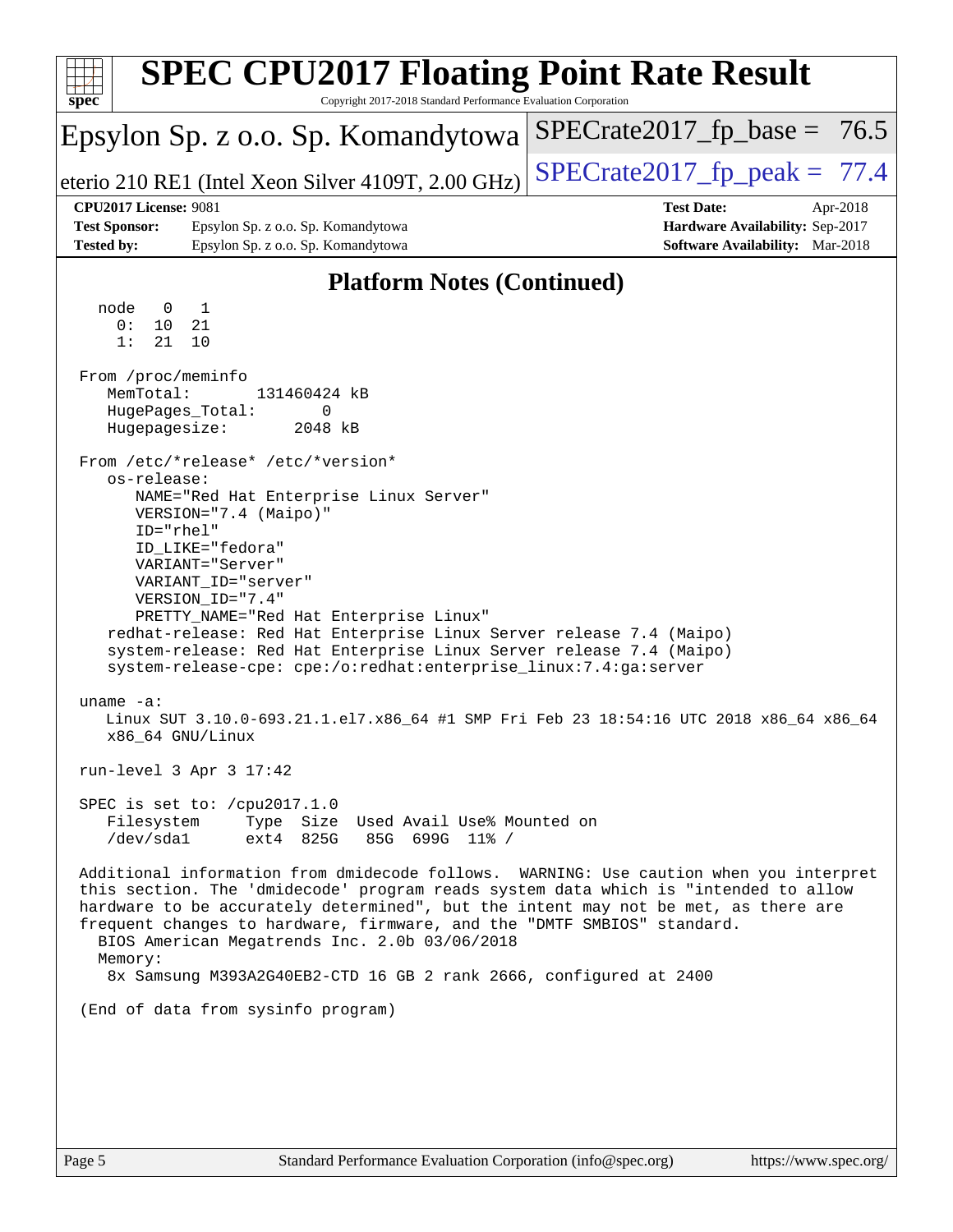## Platform Notes (Continued)

```
  node   0   1
    0:  10  21
    1:  21  10

From /proc/meminfo
   MemTotal:       131460424 kB
   HugePages_Total:       0
   Hugepagesize:       2048 kB

From /etc/*release* /etc/*version*
   os-release:
      NAME="Red Hat Enterprise Linux Server"
      VERSION="7.4 (Maipo)"
      ID="rhel"
      ID_LIKE="fedora"
      VARIANT="Server"
      VARIANT_ID="server"
      VERSION_ID="7.4"
      PRETTY_NAME="Red Hat Enterprise Linux"
   redhat-release: Red Hat Enterprise Linux Server release 7.4 (Maipo)
   system-release: Red Hat Enterprise Linux Server release 7.4 (Maipo)
   system-release-cpe: cpe:/o:redhat:enterprise_linux:7.4:ga:server

uname -a:
   Linux SUT 3.10.0-693.21.1.el7.x86_64 #1 SMP Fri Feb 23 18:54:16 UTC 2018 x86_64 x86_64
   x86_64 GNU/Linux

run-level 3 Apr 3 17:42

SPEC is set to: /cpu2017.1.0
   Filesystem     Type  Size  Used Avail Use% Mounted on
   /dev/sda1      ext4  825G   85G  699G  11% /

Additional information from dmidecode follows.  WARNING: Use caution when you interpret
this section. The 'dmidecode' program reads system data which is "intended to allow
hardware to be accurately determined", but the intent may not be met, as there are
frequent changes to hardware, firmware, and the "DMTF SMBIOS" standard.
  BIOS American Megatrends Inc. 2.0b 03/06/2018
  Memory:
   8x Samsung M393A2G40EB2-CTD 16 GB 2 rank 2666, configured at 2400

(End of data from sysinfo program)
```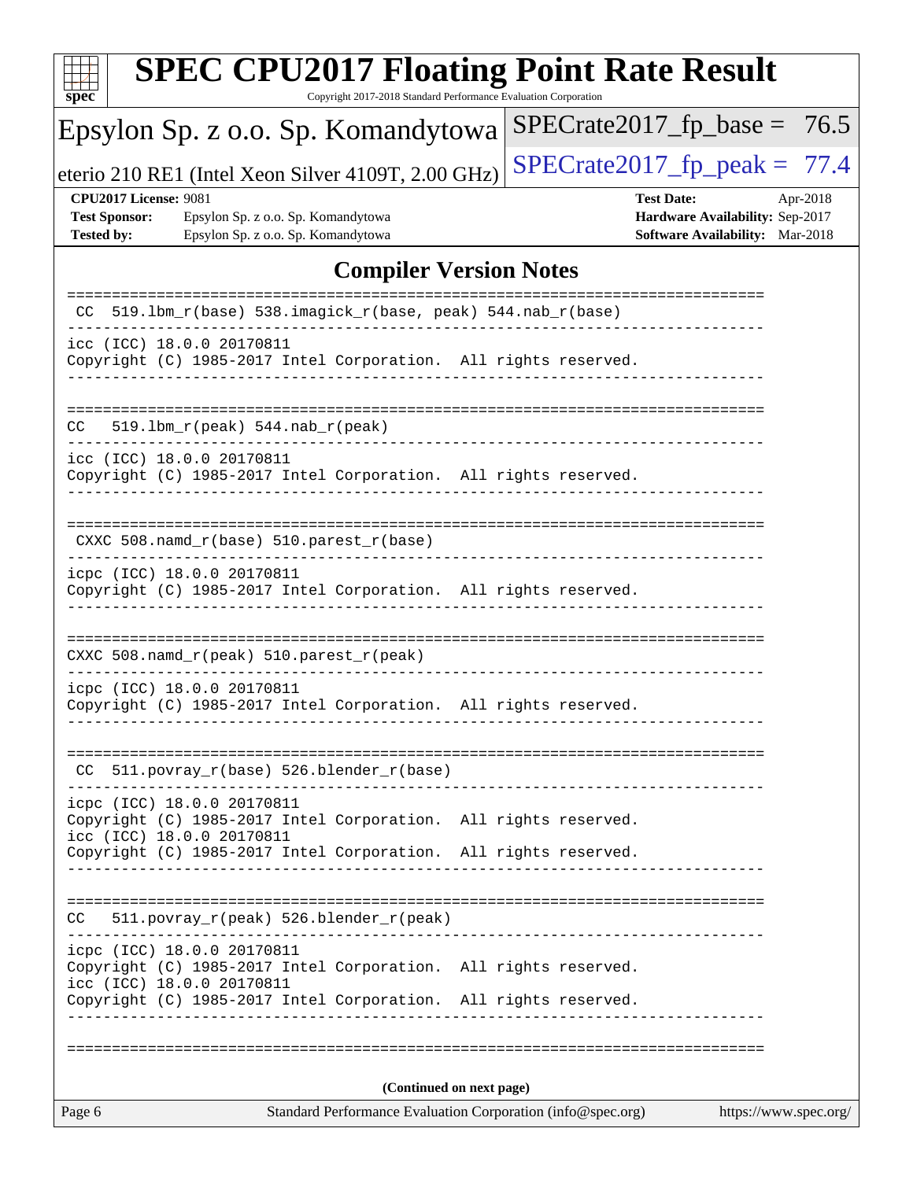# SPEC CPU2017 Floating Point Rate Result

Copyright 2017-2018 Standard Performance Evaluation Corporation

Epsylon Sp. z o.o. Sp. Komandytowa

eterio 210 RE1 (Intel Xeon Silver 4109T, 2.00 GHz)

SPECrate2017_fp_base = 76.5

SPECrate2017_fp_peak = 77.4

**CPU2017 License:** 9081
**Test Sponsor:** Epsylon Sp. z o.o. Sp. Komandytowa
**Tested by:** Epsylon Sp. z o.o. Sp. Komandytowa

**Test Date:** Apr-2018
**Hardware Availability:** Sep-2017
**Software Availability:** Mar-2018

## Compiler Version Notes

```
==============================================================================
 CC  519.lbm_r(base) 538.imagick_r(base, peak) 544.nab_r(base)
------------------------------------------------------------------------------
icc (ICC) 18.0.0 20170811
Copyright (C) 1985-2017 Intel Corporation.  All rights reserved.
------------------------------------------------------------------------------

==============================================================================
CC   519.lbm_r(peak) 544.nab_r(peak)
------------------------------------------------------------------------------
icc (ICC) 18.0.0 20170811
Copyright (C) 1985-2017 Intel Corporation.  All rights reserved.
------------------------------------------------------------------------------

==============================================================================
 CXXC 508.namd_r(base) 510.parest_r(base)
------------------------------------------------------------------------------
icpc (ICC) 18.0.0 20170811
Copyright (C) 1985-2017 Intel Corporation.  All rights reserved.
------------------------------------------------------------------------------

==============================================================================
CXXC 508.namd_r(peak) 510.parest_r(peak)
------------------------------------------------------------------------------
icpc (ICC) 18.0.0 20170811
Copyright (C) 1985-2017 Intel Corporation.  All rights reserved.
------------------------------------------------------------------------------

==============================================================================
 CC  511.povray_r(base) 526.blender_r(base)
------------------------------------------------------------------------------
icpc (ICC) 18.0.0 20170811
Copyright (C) 1985-2017 Intel Corporation.  All rights reserved.
icc (ICC) 18.0.0 20170811
Copyright (C) 1985-2017 Intel Corporation.  All rights reserved.
------------------------------------------------------------------------------

==============================================================================
CC   511.povray_r(peak) 526.blender_r(peak)
------------------------------------------------------------------------------
icpc (ICC) 18.0.0 20170811
Copyright (C) 1985-2017 Intel Corporation.  All rights reserved.
icc (ICC) 18.0.0 20170811
Copyright (C) 1985-2017 Intel Corporation.  All rights reserved.
------------------------------------------------------------------------------

==============================================================================
```

**(Continued on next page)**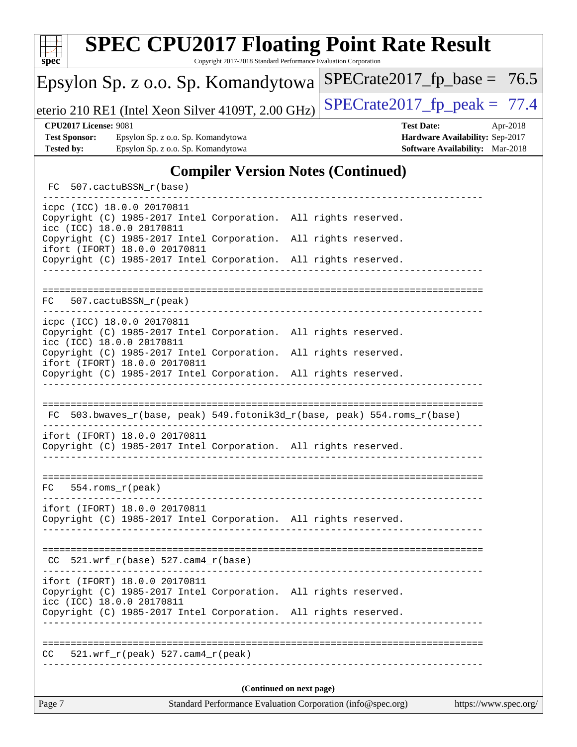## Compiler Version Notes (Continued)

```
 FC  507.cactuBSSN_r(base)
------------------------------------------------------------------------------
icpc (ICC) 18.0.0 20170811
Copyright (C) 1985-2017 Intel Corporation.  All rights reserved.
icc (ICC) 18.0.0 20170811
Copyright (C) 1985-2017 Intel Corporation.  All rights reserved.
ifort (IFORT) 18.0.0 20170811
Copyright (C) 1985-2017 Intel Corporation.  All rights reserved.
------------------------------------------------------------------------------

==============================================================================
 FC  507.cactuBSSN_r(peak)
------------------------------------------------------------------------------
icpc (ICC) 18.0.0 20170811
Copyright (C) 1985-2017 Intel Corporation.  All rights reserved.
icc (ICC) 18.0.0 20170811
Copyright (C) 1985-2017 Intel Corporation.  All rights reserved.
ifort (IFORT) 18.0.0 20170811
Copyright (C) 1985-2017 Intel Corporation.  All rights reserved.
------------------------------------------------------------------------------

==============================================================================
 FC  503.bwaves_r(base, peak) 549.fotonik3d_r(base, peak) 554.roms_r(base)
------------------------------------------------------------------------------
ifort (IFORT) 18.0.0 20170811
Copyright (C) 1985-2017 Intel Corporation.  All rights reserved.
------------------------------------------------------------------------------

==============================================================================
 FC  554.roms_r(peak)
------------------------------------------------------------------------------
ifort (IFORT) 18.0.0 20170811
Copyright (C) 1985-2017 Intel Corporation.  All rights reserved.
------------------------------------------------------------------------------

==============================================================================
 CC  521.wrf_r(base) 527.cam4_r(base)
------------------------------------------------------------------------------
ifort (IFORT) 18.0.0 20170811
Copyright (C) 1985-2017 Intel Corporation.  All rights reserved.
icc (ICC) 18.0.0 20170811
Copyright (C) 1985-2017 Intel Corporation.  All rights reserved.
------------------------------------------------------------------------------

==============================================================================
 CC  521.wrf_r(peak) 527.cam4_r(peak)
------------------------------------------------------------------------------
```

**(Continued on next page)**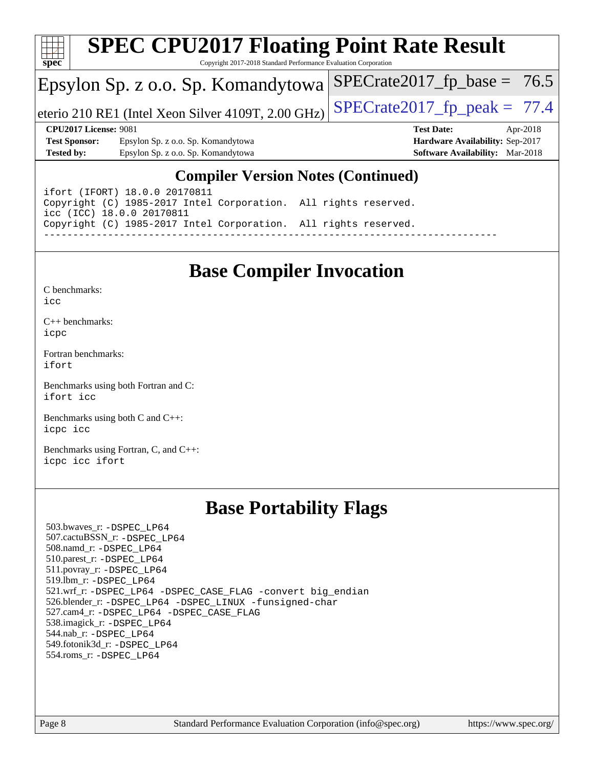# SPEC CPU2017 Floating Point Rate Result

Copyright 2017-2018 Standard Performance Evaluation Corporation

Epsylon Sp. z o.o. Sp. Komandytowa

eterio 210 RE1 (Intel Xeon Silver 4109T, 2.00 GHz)

SPECrate2017_fp_base = 76.5

SPECrate2017_fp_peak = 77.4

**CPU2017 License:** 9081
**Test Sponsor:** Epsylon Sp. z o.o. Sp. Komandytowa
**Tested by:** Epsylon Sp. z o.o. Sp. Komandytowa

**Test Date:** Apr-2018
**Hardware Availability:** Sep-2017
**Software Availability:** Mar-2018

## Compiler Version Notes (Continued)

```
ifort (IFORT) 18.0.0 20170811
Copyright (C) 1985-2017 Intel Corporation.  All rights reserved.
icc (ICC) 18.0.0 20170811
Copyright (C) 1985-2017 Intel Corporation.  All rights reserved.
------------------------------------------------------------------------------
```

## Base Compiler Invocation

C benchmarks:
icc

C++ benchmarks:
icpc

Fortran benchmarks:
ifort

Benchmarks using both Fortran and C:
ifort icc

Benchmarks using both C and C++:
icpc icc

Benchmarks using Fortran, C, and C++:
icpc icc ifort

## Base Portability Flags

503.bwaves_r: -DSPEC_LP64
507.cactuBSSN_r: -DSPEC_LP64
508.namd_r: -DSPEC_LP64
510.parest_r: -DSPEC_LP64
511.povray_r: -DSPEC_LP64
519.lbm_r: -DSPEC_LP64
521.wrf_r: -DSPEC_LP64 -DSPEC_CASE_FLAG -convert big_endian
526.blender_r: -DSPEC_LP64 -DSPEC_LINUX -funsigned-char
527.cam4_r: -DSPEC_LP64 -DSPEC_CASE_FLAG
538.imagick_r: -DSPEC_LP64
544.nab_r: -DSPEC_LP64
549.fotonik3d_r: -DSPEC_LP64
554.roms_r: -DSPEC_LP64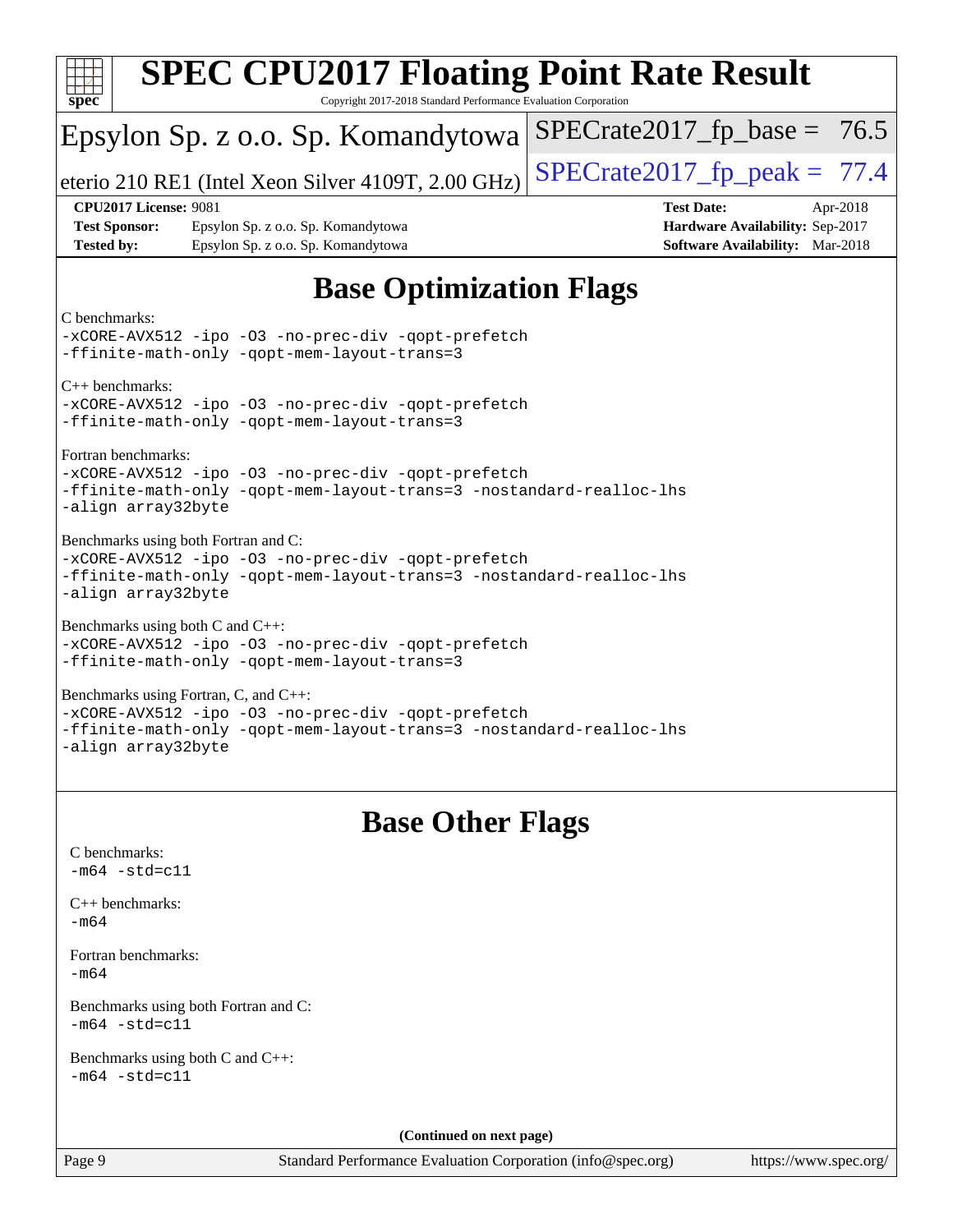# Base Optimization Flags

C benchmarks:
-xCORE-AVX512 -ipo -O3 -no-prec-div -qopt-prefetch
-ffinite-math-only -qopt-mem-layout-trans=3

C++ benchmarks:
-xCORE-AVX512 -ipo -O3 -no-prec-div -qopt-prefetch
-ffinite-math-only -qopt-mem-layout-trans=3

Fortran benchmarks:
-xCORE-AVX512 -ipo -O3 -no-prec-div -qopt-prefetch
-ffinite-math-only -qopt-mem-layout-trans=3 -nostandard-realloc-lhs
-align array32byte

Benchmarks using both Fortran and C:
-xCORE-AVX512 -ipo -O3 -no-prec-div -qopt-prefetch
-ffinite-math-only -qopt-mem-layout-trans=3 -nostandard-realloc-lhs
-align array32byte

Benchmarks using both C and C++:
-xCORE-AVX512 -ipo -O3 -no-prec-div -qopt-prefetch
-ffinite-math-only -qopt-mem-layout-trans=3

Benchmarks using Fortran, C, and C++:
-xCORE-AVX512 -ipo -O3 -no-prec-div -qopt-prefetch
-ffinite-math-only -qopt-mem-layout-trans=3 -nostandard-realloc-lhs
-align array32byte

# Base Other Flags

C benchmarks:
-m64 -std=c11

C++ benchmarks:
-m64

Fortran benchmarks:
-m64

Benchmarks using both Fortran and C:
-m64 -std=c11

Benchmarks using both C and C++:
-m64 -std=c11

**(Continued on next page)**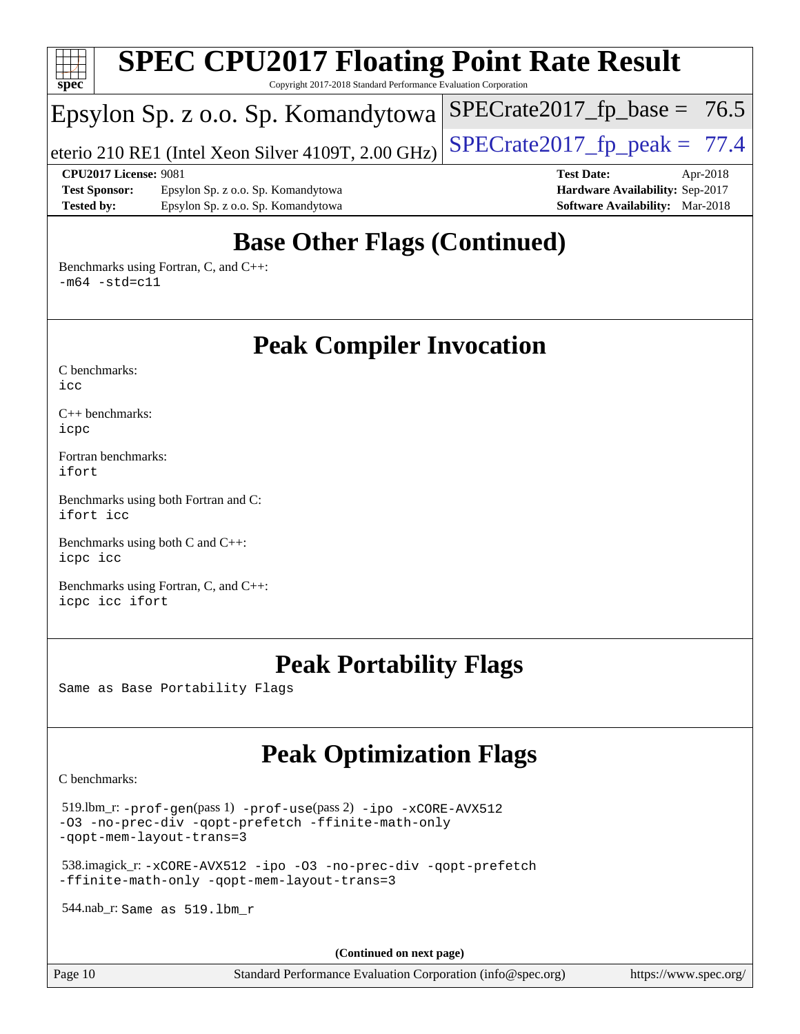## Base Other Flags (Continued)

Benchmarks using Fortran, C, and C++:
-m64 -std=c11

## Peak Compiler Invocation

C benchmarks:
icc

C++ benchmarks:
icpc

Fortran benchmarks:
ifort

Benchmarks using both Fortran and C:
ifort icc

Benchmarks using both C and C++:
icpc icc

Benchmarks using Fortran, C, and C++:
icpc icc ifort

## Peak Portability Flags

Same as Base Portability Flags

## Peak Optimization Flags

C benchmarks:

519.lbm_r: -prof-gen(pass 1) -prof-use(pass 2) -ipo -xCORE-AVX512 -O3 -no-prec-div -qopt-prefetch -ffinite-math-only -qopt-mem-layout-trans=3

538.imagick_r: -xCORE-AVX512 -ipo -O3 -no-prec-div -qopt-prefetch -ffinite-math-only -qopt-mem-layout-trans=3

544.nab_r: Same as 519.lbm_r

(Continued on next page)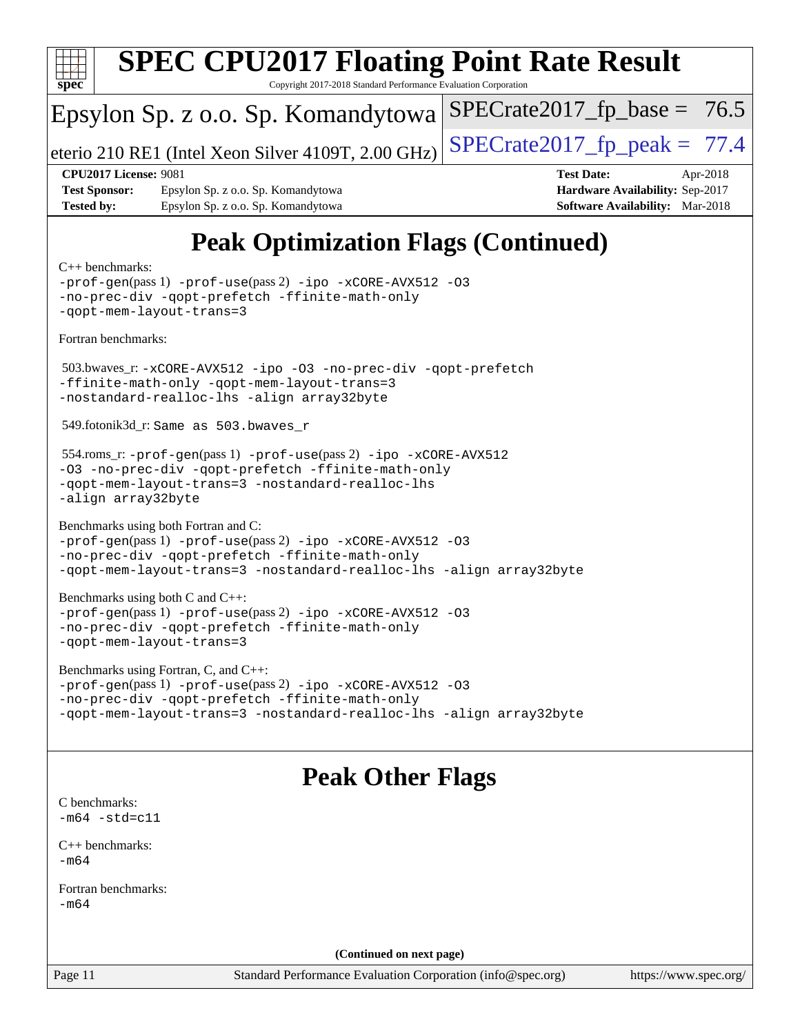# SPEC CPU2017 Floating Point Rate Result

Copyright 2017-2018 Standard Performance Evaluation Corporation

Epsylon Sp. z o.o. Sp. Komandytowa

eterio 210 RE1 (Intel Xeon Silver 4109T, 2.00 GHz)

SPECrate2017_fp_base = 76.5

SPECrate2017_fp_peak = 77.4

**CPU2017 License:** 9081
**Test Sponsor:** Epsylon Sp. z o.o. Sp. Komandytowa
**Tested by:** Epsylon Sp. z o.o. Sp. Komandytowa

**Test Date:** Apr-2018
**Hardware Availability:** Sep-2017
**Software Availability:** Mar-2018

## Peak Optimization Flags (Continued)

C++ benchmarks:
-prof-gen(pass 1) -prof-use(pass 2) -ipo -xCORE-AVX512 -O3 -no-prec-div -qopt-prefetch -ffinite-math-only -qopt-mem-layout-trans=3

Fortran benchmarks:

503.bwaves_r: -xCORE-AVX512 -ipo -O3 -no-prec-div -qopt-prefetch -ffinite-math-only -qopt-mem-layout-trans=3 -nostandard-realloc-lhs -align array32byte

549.fotonik3d_r: Same as 503.bwaves_r

554.roms_r: -prof-gen(pass 1) -prof-use(pass 2) -ipo -xCORE-AVX512 -O3 -no-prec-div -qopt-prefetch -ffinite-math-only -qopt-mem-layout-trans=3 -nostandard-realloc-lhs -align array32byte

Benchmarks using both Fortran and C:
-prof-gen(pass 1) -prof-use(pass 2) -ipo -xCORE-AVX512 -O3 -no-prec-div -qopt-prefetch -ffinite-math-only -qopt-mem-layout-trans=3 -nostandard-realloc-lhs -align array32byte

Benchmarks using both C and C++:
-prof-gen(pass 1) -prof-use(pass 2) -ipo -xCORE-AVX512 -O3 -no-prec-div -qopt-prefetch -ffinite-math-only -qopt-mem-layout-trans=3

Benchmarks using Fortran, C, and C++:
-prof-gen(pass 1) -prof-use(pass 2) -ipo -xCORE-AVX512 -O3 -no-prec-div -qopt-prefetch -ffinite-math-only -qopt-mem-layout-trans=3 -nostandard-realloc-lhs -align array32byte

## Peak Other Flags

C benchmarks:
-m64 -std=c11

C++ benchmarks:
-m64

Fortran benchmarks:
-m64

**(Continued on next page)**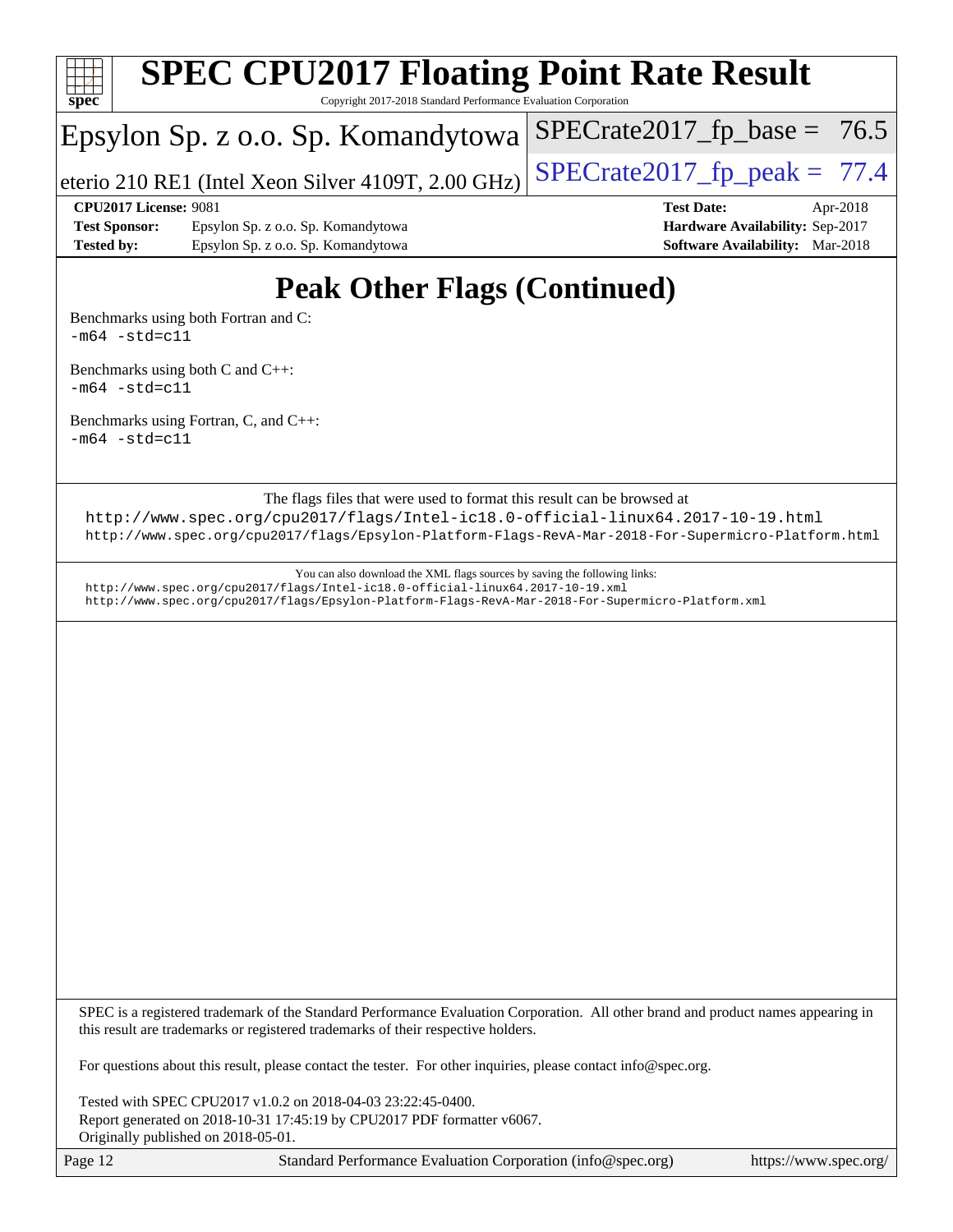# Peak Other Flags (Continued)

Benchmarks using both Fortran and C:
-m64 -std=c11

Benchmarks using both C and C++:
-m64 -std=c11

Benchmarks using Fortran, C, and C++:
-m64 -std=c11

The flags files that were used to format this result can be browsed at
http://www.spec.org/cpu2017/flags/Intel-ic18.0-official-linux64.2017-10-19.html
http://www.spec.org/cpu2017/flags/Epsylon-Platform-Flags-RevA-Mar-2018-For-Supermicro-Platform.html

You can also download the XML flags sources by saving the following links:
http://www.spec.org/cpu2017/flags/Intel-ic18.0-official-linux64.2017-10-19.xml
http://www.spec.org/cpu2017/flags/Epsylon-Platform-Flags-RevA-Mar-2018-For-Supermicro-Platform.xml

SPEC is a registered trademark of the Standard Performance Evaluation Corporation. All other brand and product names appearing in this result are trademarks or registered trademarks of their respective holders.

For questions about this result, please contact the tester. For other inquiries, please contact info@spec.org.

Tested with SPEC CPU2017 v1.0.2 on 2018-04-03 23:22:45-0400.
Report generated on 2018-10-31 17:45:19 by CPU2017 PDF formatter v6067.
Originally published on 2018-05-01.